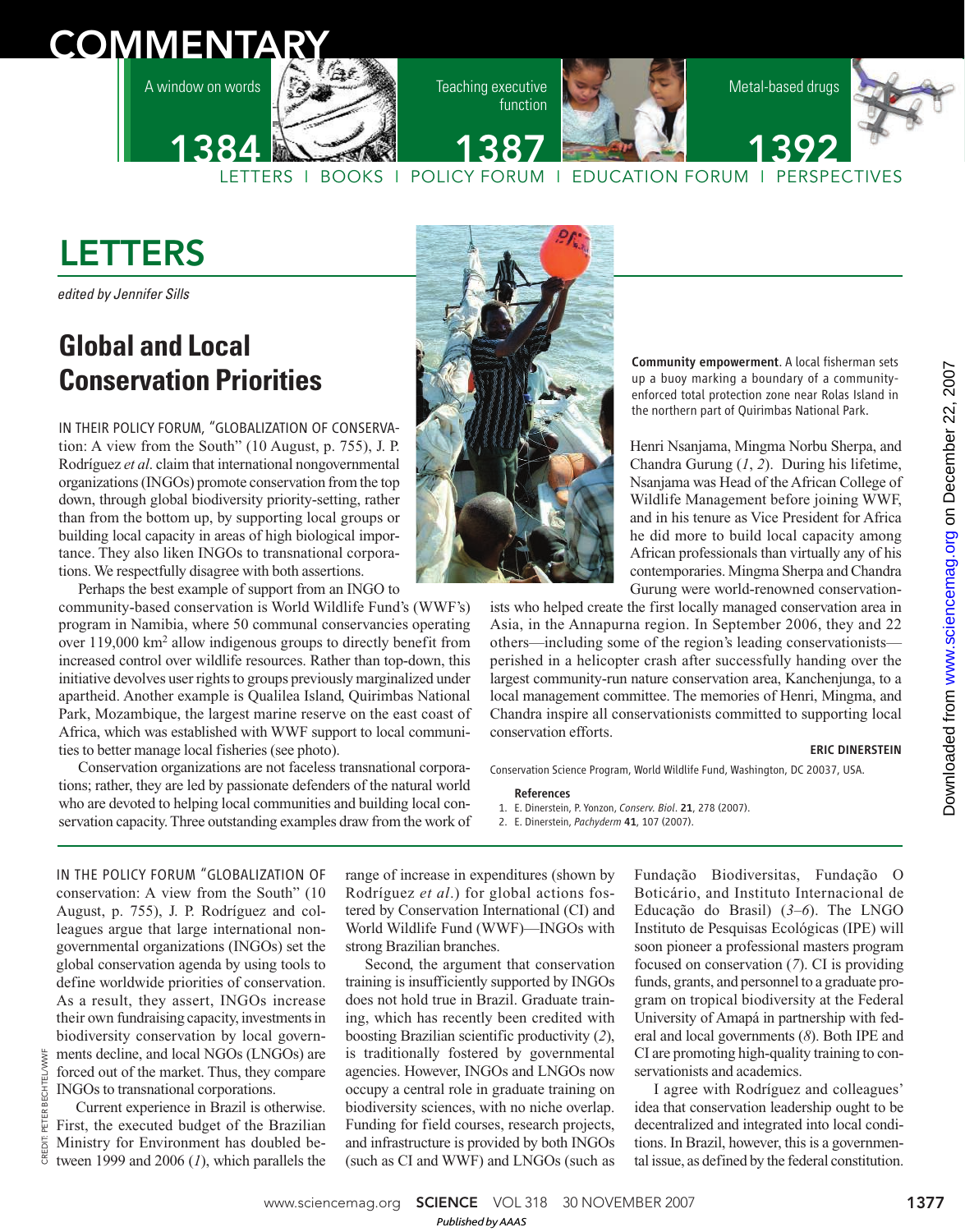# COMMENTARY

A window on words 1384

Teaching executive function 1387

Metal-based drugs 1392

LETTERS | BOOKS | POLICY FORUM | EDUCATION FORUM | PERSPECTIVES

# LETTERS

*edited by Jennifer Sills*

## Global and Local Conservation Priorities

IN THEIR POLICY FORUM, "GLOBALIZATION OF CONSERVATION: A view from the South" (10 August, p. 755), J. P. Rodríguez *et al*. claim that international nongovernmental organizations (INGOs) promote conservation from the top down, through global biodiversity priority-setting, rather than from the bottom up, by supporting local groups or building local capacity in areas of high biological importance. They also liken INGOs to transnational corporations. We respectfully disagree with both assertions.

Perhaps the best example of support from an INGO to community-based conservation is World Wildlife Fund's (WWF's) program in Namibia, where 50 communal conservancies operating over 119,000 km$^2$ allow indigenous groups to directly benefit from increased control over wildlife resources. Rather than top-down, this initiative devolves user rights to groups previously marginalized under apartheid. Another example is Qualilea Island, Quirimbas National Park, Mozambique, the largest marine reserve on the east coast of Africa, which was established with WWF support to local communities to better manage local fisheries (see photo).

Conservation organizations are not faceless transnational corporations; rather, they are led by passionate defenders of the natural world who are devoted to helping local communities and building local conservation capacity. Three outstanding examples draw from the work of Henri Nsanjama, Mingma Norbu Sherpa, and Chandra Gurung (*1*, *2*). During his lifetime, Nsanjama was Head of the African College of Wildlife Management before joining WWF, and in his tenure as Vice President for Africa he did more to build local capacity among African professionals than virtually any of his contemporaries. Mingma Sherpa and Chandra Gurung were world-renowned conservationists who helped create the first locally managed conservation area in Asia, in the Annapurna region. In September 2006, they and 22 others—including some of the region's leading conservationists—perished in a helicopter crash after successfully handing over the largest community-run nature conservation area, Kanchenjunga, to a local management committee. The memories of Henri, Mingma, and Chandra inspire all conservationists committed to supporting local conservation efforts.

**Community empowerment.** A local fisherman sets up a buoy marking a boundary of a community-enforced total protection zone near Rolas Island in the northern part of Quirimbas National Park.

**ERIC DINERSTEIN**

Conservation Science Program, World Wildlife Fund, Washington, DC 20037, USA.

**References**

1. E. Dinerstein, P. Yonzon, *Conserv. Biol*. **21**, 278 (2007).
2. E. Dinerstein, *Pachyderm* **41**, 107 (2007).

IN THE POLICY FORUM "GLOBALIZATION OF conservation: A view from the South" (10 August, p. 755), J. P. Rodríguez and colleagues argue that large international nongovernmental organizations (INGOs) set the global conservation agenda by using tools to define worldwide priorities of conservation. As a result, they assert, INGOs increase their own fundraising capacity, investments in biodiversity conservation by local governments decline, and local NGOs (LNGOs) are forced out of the market. Thus, they compare INGOs to transnational corporations.

Current experience in Brazil is otherwise. First, the executed budget of the Brazilian Ministry for Environment has doubled between 1999 and 2006 (*1*), which parallels the range of increase in expenditures (shown by Rodríguez *et al*.) for global actions fostered by Conservation International (CI) and World Wildlife Fund (WWF)—INGOs with strong Brazilian branches.

Second, the argument that conservation training is insufficiently supported by INGOs does not hold true in Brazil. Graduate training, which has recently been credited with boosting Brazilian scientific productivity (*2*), is traditionally fostered by governmental agencies. However, INGOs and LNGOs now occupy a central role in graduate training on biodiversity sciences, with no niche overlap. Funding for field courses, research projects, and infrastructure is provided by both INGOs (such as CI and WWF) and LNGOs (such as Fundação Biodiversitas, Fundação O Boticário, and Instituto Internacional de Educação do Brasil) (*3*–*6*). The LNGO Instituto de Pesquisas Ecológicas (IPE) will soon pioneer a professional masters program focused on conservation (*7*). CI is providing funds, grants, and personnel to a graduate program on tropical biodiversity at the Federal University of Amapá in partnership with federal and local governments (*8*). Both IPE and CI are promoting high-quality training to conservationists and academics.

I agree with Rodríguez and colleagues' idea that conservation leadership ought to be decentralized and integrated into local conditions. In Brazil, however, this is a governmental issue, as defined by the federal constitution.

CREDIT: PETER BECHTEL/WWF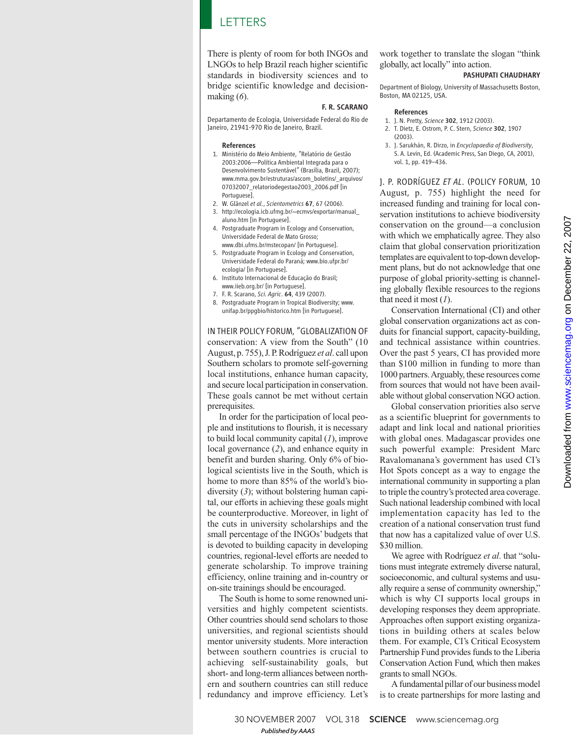There is plenty of room for both INGOs and LNGOs to help Brazil reach higher scientific standards in biodiversity sciences and to bridge scientific knowledge and decision-making (*6*).

**F. R. SCARANO**

Departamento de Ecologia, Universidade Federal do Rio de Janeiro, 21941-970 Rio de Janeiro, Brazil.

**References**

1. Ministério do Meio Ambiente, "Relatório de Gestão 2003:2006—Política Ambiental Integrada para o Desenvolvimento Sustentável" (Brasília, Brazil, 2007); www.mma.gov.br/estruturas/ascom_boletins/_arquivos/07032007_relatoriodegestao2003_2006.pdf [in Portuguese].
2. W. Glänzel *et al.*, *Scientometrics* **67**, 67 (2006).
3. http://ecologia.icb.ufmg.br/~ecmvs/exportar/manual_aluno.htm [in Portuguese].
4. Postgraduate Program in Ecology and Conservation, Universidade Federal de Mato Grosso; www.dbi.ufms.br/mstecopan/ [in Portuguese].
5. Postgraduate Program in Ecology and Conservation, Universidade Federal do Paraná; www.bio.ufpr.br/ecologia/ [in Portuguese].
6. Instituto Internacional de Educação do Brasil; www.iieb.org.br/ [in Portuguese].
7. F. R. Scarano, *Sci. Agric.* **64**, 439 (2007).
8. Postgraduate Program in Tropical Biodiversity; www.unifap.br/ppgbio/historico.htm [in Portuguese].

IN THEIR POLICY FORUM, "GLOBALIZATION OF conservation: A view from the South" (10 August, p. 755), J. P. Rodríguez *et al*. call upon Southern scholars to promote self-governing local institutions, enhance human capacity, and secure local participation in conservation. These goals cannot be met without certain prerequisites.

In order for the participation of local people and institutions to flourish, it is necessary to build local community capital (*1*), improve local governance (*2*), and enhance equity in benefit and burden sharing. Only 6% of biological scientists live in the South, which is home to more than 85% of the world's biodiversity (*3*); without bolstering human capital, our efforts in achieving these goals might be counterproductive. Moreover, in light of the cuts in university scholarships and the small percentage of the INGOs' budgets that is devoted to building capacity in developing countries, regional-level efforts are needed to generate scholarship. To improve training efficiency, online training and in-country or on-site trainings should be encouraged.

The South is home to some renowned universities and highly competent scientists. Other countries should send scholars to those universities, and regional scientists should mentor university students. More interaction between southern countries is crucial to achieving self-sustainability goals, but short- and long-term alliances between northern and southern countries can still reduce redundancy and improve efficiency. Let's work together to translate the slogan "think globally, act locally" into action.

**PASHUPATI CHAUDHARY**

Department of Biology, University of Massachusetts Boston, Boston, MA 02125, USA.

**References**

1. J. N. Pretty, *Science* **302**, 1912 (2003).
2. T. Dietz, E. Ostrom, P. C. Stern, *Science* **302**, 1907 (2003).
3. J. Sarukhán, R. Dirzo, in *Encyclopaedia of Biodiversity*, S. A. Levin, Ed. (Academic Press, San Diego, CA, 2001), vol. 1, pp. 419–436.

J. P. RODRÍGUEZ *ET AL*. (POLICY FORUM, 10 August, p. 755) highlight the need for increased funding and training for local conservation institutions to achieve biodiversity conservation on the ground—a conclusion with which we emphatically agree. They also claim that global conservation prioritization templates are equivalent to top-down development plans, but do not acknowledge that one purpose of global priority-setting is channeling globally flexible resources to the regions that need it most (*1*).

Conservation International (CI) and other global conservation organizations act as conduits for financial support, capacity-building, and technical assistance within countries. Over the past 5 years, CI has provided more than $100 million in funding to more than 1000 partners. Arguably, these resources come from sources that would not have been available without global conservation NGO action.

Global conservation priorities also serve as a scientific blueprint for governments to adapt and link local and national priorities with global ones. Madagascar provides one such powerful example: President Marc Ravalomanana's government has used CI's Hot Spots concept as a way to engage the international community in supporting a plan to triple the country's protected area coverage. Such national leadership combined with local implementation capacity has led to the creation of a national conservation trust fund that now has a capitalized value of over U.S. $30 million.

We agree with Rodríguez *et al*. that "solutions must integrate extremely diverse natural, socioeconomic, and cultural systems and usually require a sense of community ownership," which is why CI supports local groups in developing responses they deem appropriate. Approaches often support existing organizations in building others at scales below them. For example, CI's Critical Ecosystem Partnership Fund provides funds to the Liberia Conservation Action Fund, which then makes grants to small NGOs.

A fundamental pillar of our business model is to create partnerships for more lasting and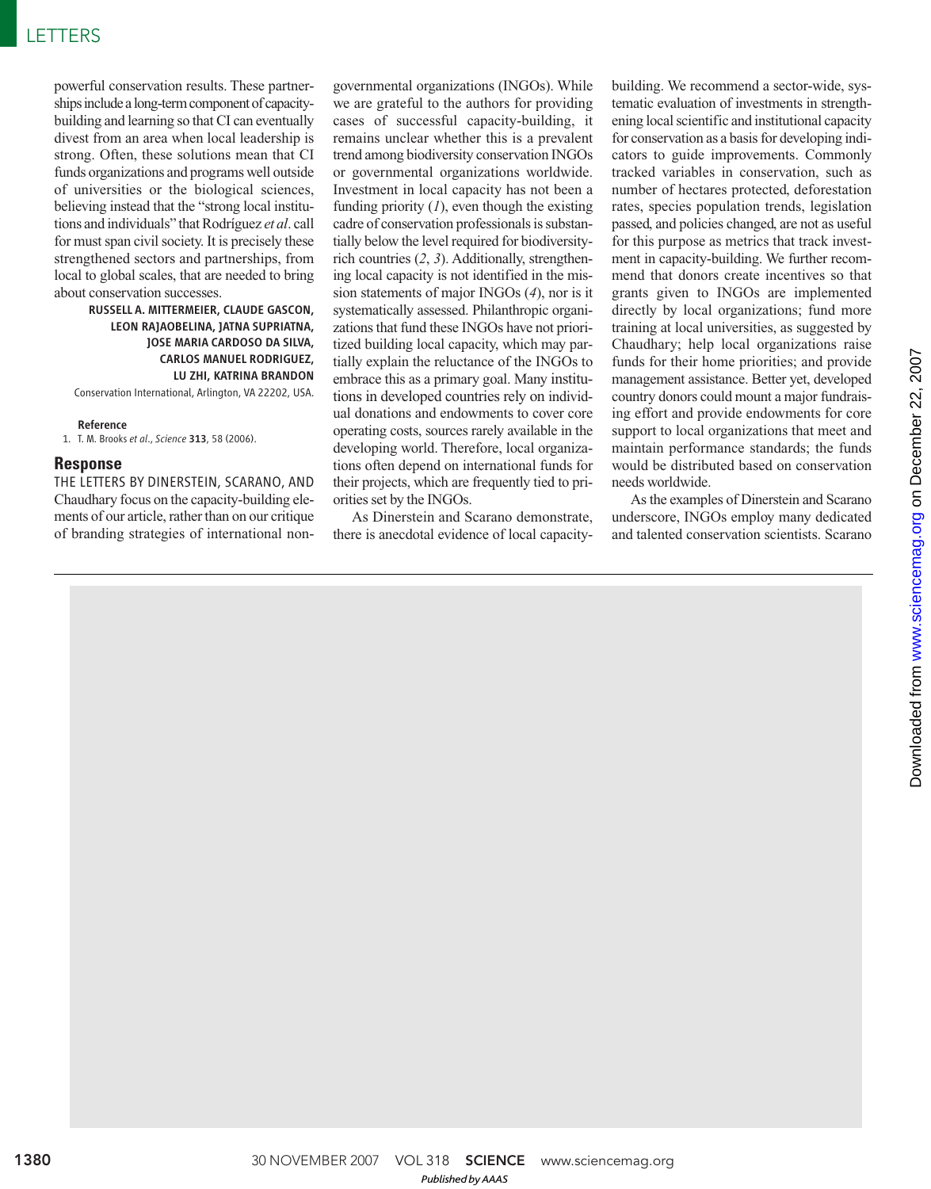powerful conservation results. These partnerships include a long-term component of capacity-building and learning so that CI can eventually divest from an area when local leadership is strong. Often, these solutions mean that CI funds organizations and programs well outside of universities or the biological sciences, believing instead that the "strong local institutions and individuals" that Rodríguez *et al*. call for must span civil society. It is precisely these strengthened sectors and partnerships, from local to global scales, that are needed to bring about conservation successes.

**RUSSELL A. MITTERMEIER, CLAUDE GASCON, LEON RAJAOBELINA, JATNA SUPRIATNA, JOSE MARIA CARDOSO DA SILVA, CARLOS MANUEL RODRIGUEZ, LU ZHI, KATRINA BRANDON**

Conservation International, Arlington, VA 22202, USA.

**Reference**

1. T. M. Brooks *et al*., *Science* **313**, 58 (2006).

## Response

THE LETTERS BY DINERSTEIN, SCARANO, AND Chaudhary focus on the capacity-building elements of our article, rather than on our critique of branding strategies of international nongovernmental organizations (INGOs). While we are grateful to the authors for providing cases of successful capacity-building, it remains unclear whether this is a prevalent trend among biodiversity conservation INGOs or governmental organizations worldwide. Investment in local capacity has not been a funding priority (*1*), even though the existing cadre of conservation professionals is substantially below the level required for biodiversity-rich countries (*2*, *3*). Additionally, strengthening local capacity is not identified in the mission statements of major INGOs (*4*), nor is it systematically assessed. Philanthropic organizations that fund these INGOs have not prioritized building local capacity, which may partially explain the reluctance of the INGOs to embrace this as a primary goal. Many institutions in developed countries rely on individual donations and endowments to cover core operating costs, sources rarely available in the developing world. Therefore, local organizations often depend on international funds for their projects, which are frequently tied to priorities set by the INGOs.

As Dinerstein and Scarano demonstrate, there is anecdotal evidence of local capacity-building. We recommend a sector-wide, systematic evaluation of investments in strengthening local scientific and institutional capacity for conservation as a basis for developing indicators to guide improvements. Commonly tracked variables in conservation, such as number of hectares protected, deforestation rates, species population trends, legislation passed, and policies changed, are not as useful for this purpose as metrics that track investment in capacity-building. We further recommend that donors create incentives so that grants given to INGOs are implemented directly by local organizations; fund more training at local universities, as suggested by Chaudhary; help local organizations raise funds for their home priorities; and provide management assistance. Better yet, developed country donors could mount a major fundraising effort and provide endowments for core support to local organizations that meet and maintain performance standards; the funds would be distributed based on conservation needs worldwide.

As the examples of Dinerstein and Scarano underscore, INGOs employ many dedicated and talented conservation scientists. Scarano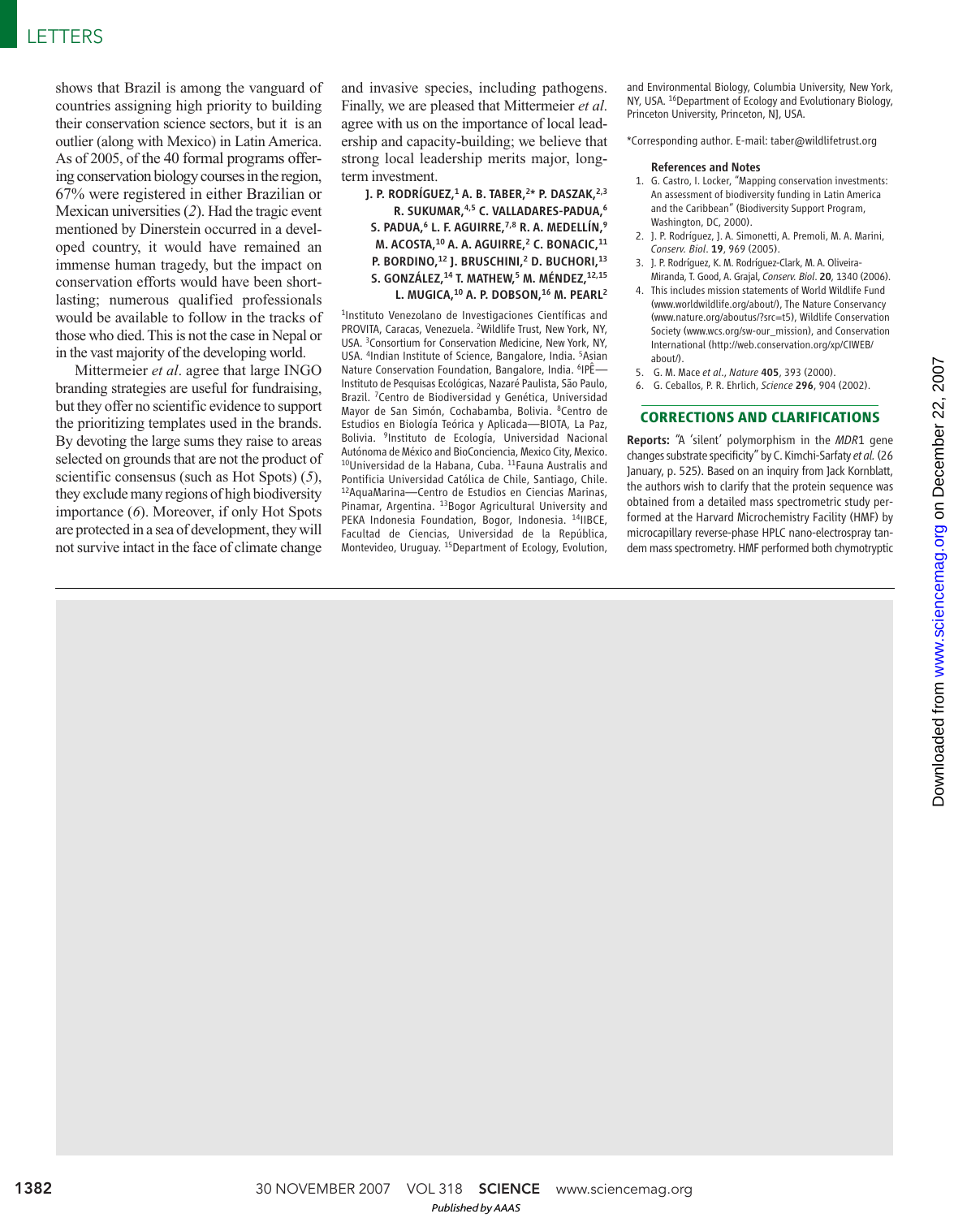shows that Brazil is among the vanguard of countries assigning high priority to building their conservation science sectors, but it is an outlier (along with Mexico) in Latin America. As of 2005, of the 40 formal programs offering conservation biology courses in the region, 67% were registered in either Brazilian or Mexican universities (*2*). Had the tragic event mentioned by Dinerstein occurred in a developed country, it would have remained an immense human tragedy, but the impact on conservation efforts would have been short-lasting; numerous qualified professionals would be available to follow in the tracks of those who died. This is not the case in Nepal or in the vast majority of the developing world.

Mittermeier *et al*. agree that large INGO branding strategies are useful for fundraising, but they offer no scientific evidence to support the prioritizing templates used in the brands. By devoting the large sums they raise to areas selected on grounds that are not the product of scientific consensus (such as Hot Spots) (*5*), they exclude many regions of high biodiversity importance (*6*). Moreover, if only Hot Spots are protected in a sea of development, they will not survive intact in the face of climate change and invasive species, including pathogens. Finally, we are pleased that Mittermeier *et al*. agree with us on the importance of local leadership and capacity-building; we believe that strong local leadership merits major, long-term investment.

**J. P. RODRÍGUEZ,[1] A. B. TABER,[2]* P. DASZAK,[2,3] R. SUKUMAR,[4,5] C. VALLADARES-PADUA,[6] S. PADUA,[6] L. F. AGUIRRE,[7,8] R. A. MEDELLÍN,[9] M. ACOSTA,[10] A. A. AGUIRRE,[2] C. BONACIC,[11] P. BORDINO,[12] J. BRUSCHINI,[2] D. BUCHORI,[13] S. GONZÁLEZ,[14] T. MATHEW,[5] M. MÉNDEZ,[12,15] L. MUGICA,[10] A. P. DOBSON,[16] M. PEARL[2]**

[1]Instituto Venezolano de Investigaciones Científicas and PROVITA, Caracas, Venezuela. [2]Wildlife Trust, New York, NY, USA. [3]Consortium for Conservation Medicine, New York, NY, USA. [4]Indian Institute of Science, Bangalore, India. [5]Asian Nature Conservation Foundation, Bangalore, India. [6]IPÊ—Instituto de Pesquisas Ecológicas, Nazaré Paulista, São Paulo, Brazil. [7]Centro de Biodiversidad y Genética, Universidad Mayor de San Simón, Cochabamba, Bolivia. [8]Centro de Estudios en Biología Teórica y Aplicada—BIOTA, La Paz, Bolivia. [9]Instituto de Ecología, Universidad Nacional Autónoma de México and BioConciencia, Mexico City, Mexico. [10]Universidad de la Habana, Cuba. [11]Fauna Australis and Pontificia Universidad Católica de Chile, Santiago, Chile. [12]AquaMarina—Centro de Estudios en Ciencias Marinas, Pinamar, Argentina. [13]Bogor Agricultural University and PEKA Indonesia Foundation, Bogor, Indonesia. [14]IIBCE, Facultad de Ciencias, Universidad de la República, Montevideo, Uruguay. [15]Department of Ecology, Evolution, and Environmental Biology, Columbia University, New York, NY, USA. [16]Department of Ecology and Evolutionary Biology, Princeton University, Princeton, NJ, USA.

*Corresponding author. E-mail: taber@wildlifetrust.org

### References and Notes

1. G. Castro, I. Locker, "Mapping conservation investments: An assessment of biodiversity funding in Latin America and the Caribbean" (Biodiversity Support Program, Washington, DC, 2000).
2. J. P. Rodríguez, J. A. Simonetti, A. Premoli, M. A. Marini, *Conserv. Biol*. **19**, 969 (2005).
3. J. P. Rodríguez, K. M. Rodríguez-Clark, M. A. Oliveira-Miranda, T. Good, A. Grajal, *Conserv. Biol*. **20**, 1340 (2006).
4. This includes mission statements of World Wildlife Fund (www.worldwildlife.org/about/), The Nature Conservancy (www.nature.org/aboutus/?src=t5), Wildlife Conservation Society (www.wcs.org/sw-our_mission), and Conservation International (http://web.conservation.org/xp/CIWEB/about/).
5. G. M. Mace *et al*., *Nature* **405**, 393 (2000).
6. G. Ceballos, P. R. Ehrlich, *Science* **296**, 904 (2002).

## CORRECTIONS AND CLARIFICATIONS

**Reports:** "A 'silent' polymorphism in the *MDR*1 gene changes substrate specificity" by C. Kimchi-Sarfaty *et al*. (26 January, p. 525). Based on an inquiry from Jack Kornblatt, the authors wish to clarify that the protein sequence was obtained from a detailed mass spectrometric study performed at the Harvard Microchemistry Facility (HMF) by microcapillary reverse-phase HPLC nano-electrospray tandem mass spectrometry. HMF performed both chymotryptic